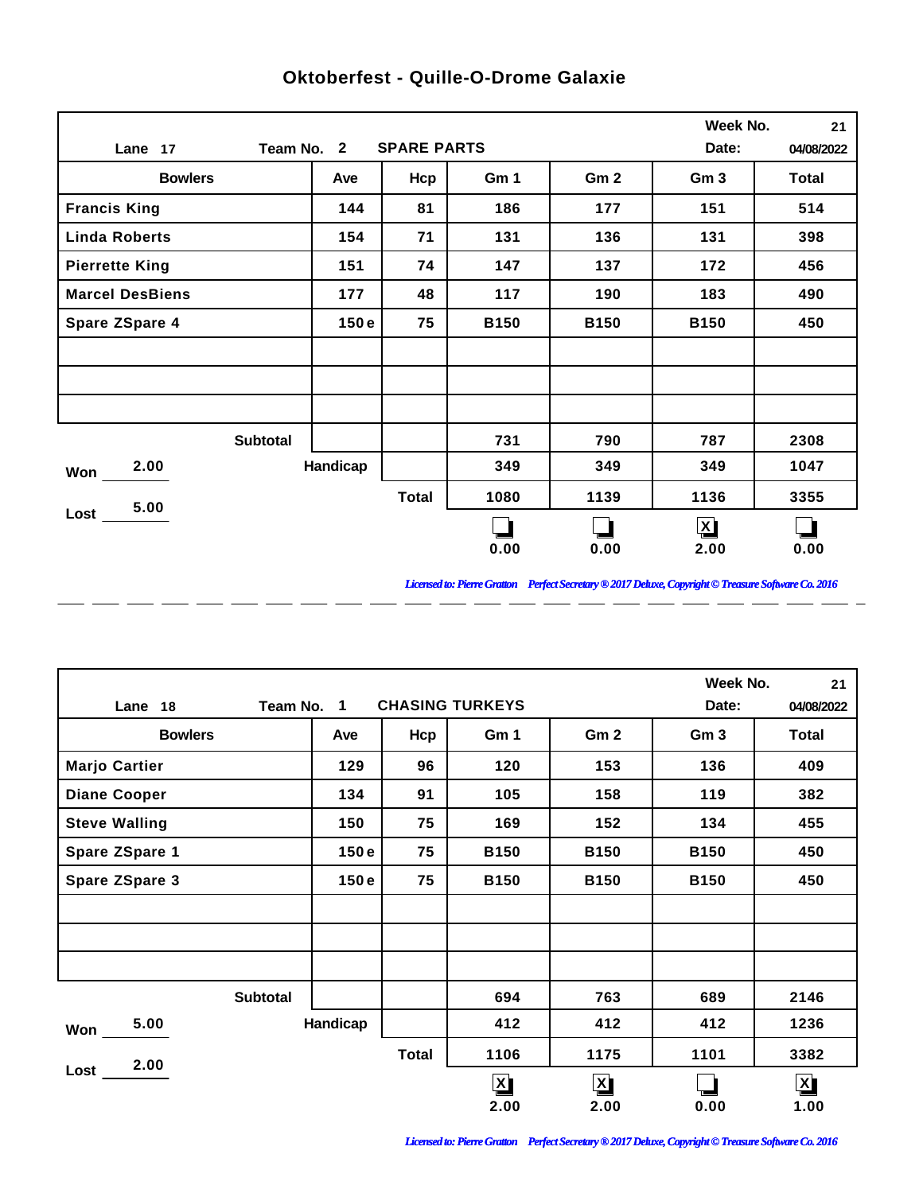# Oktoberfest - Quille-O-Drome Galaxie

| Lane 17 | Team No. 2 | SPARE PARTS | | | Week No. | 21 |
|---|---|---|---|---|---|---|
| | | | | | Date: | 04/08/2022 |
| **Bowlers** | **Ave** | **Hcp** | **Gm 1** | **Gm 2** | **Gm 3** | **Total** |
| Francis King | 144 | 81 | 186 | 177 | 151 | 514 |
| Linda Roberts | 154 | 71 | 131 | 136 | 131 | 398 |
| Pierrette King | 151 | 74 | 147 | 137 | 172 | 456 |
| Marcel DesBiens | 177 | 48 | 117 | 190 | 183 | 490 |
| Spare ZSpare 4 | 150 e | 75 | B150 | B150 | B150 | 450 |
| | | | | | | |
| | | | | | | |
| | | | | | | |
| Subtotal | | | 731 | 790 | 787 | 2308 |
| Won 2.00 | Handicap | | 349 | 349 | 349 | 1047 |
| Lost 5.00 | | Total | 1080 | 1139 | 1136 | 3355 |
| | | | ☐ 0.00 | ☐ 0.00 | ☒ 2.00 | ☐ 0.00 |

*Licensed to: Pierre Gratton Perfect Secretary ® 2017 Deluxe, Copyright © Treasure Software Co. 2016*

| Lane 18 | Team No. 1 | CHASING TURKEYS | | | Week No. | 21 |
|---|---|---|---|---|---|---|
| | | | | | Date: | 04/08/2022 |
| **Bowlers** | **Ave** | **Hcp** | **Gm 1** | **Gm 2** | **Gm 3** | **Total** |
| Marjo Cartier | 129 | 96 | 120 | 153 | 136 | 409 |
| Diane Cooper | 134 | 91 | 105 | 158 | 119 | 382 |
| Steve Walling | 150 | 75 | 169 | 152 | 134 | 455 |
| Spare ZSpare 1 | 150 e | 75 | B150 | B150 | B150 | 450 |
| Spare ZSpare 3 | 150 e | 75 | B150 | B150 | B150 | 450 |
| | | | | | | |
| | | | | | | |
| | | | | | | |
| Subtotal | | | 694 | 763 | 689 | 2146 |
| Won 5.00 | Handicap | | 412 | 412 | 412 | 1236 |
| Lost 2.00 | | Total | 1106 | 1175 | 1101 | 3382 |
| | | | ☒ 2.00 | ☒ 2.00 | ☐ 0.00 | ☒ 1.00 |

*Licensed to: Pierre Gratton Perfect Secretary ® 2017 Deluxe, Copyright © Treasure Software Co. 2016*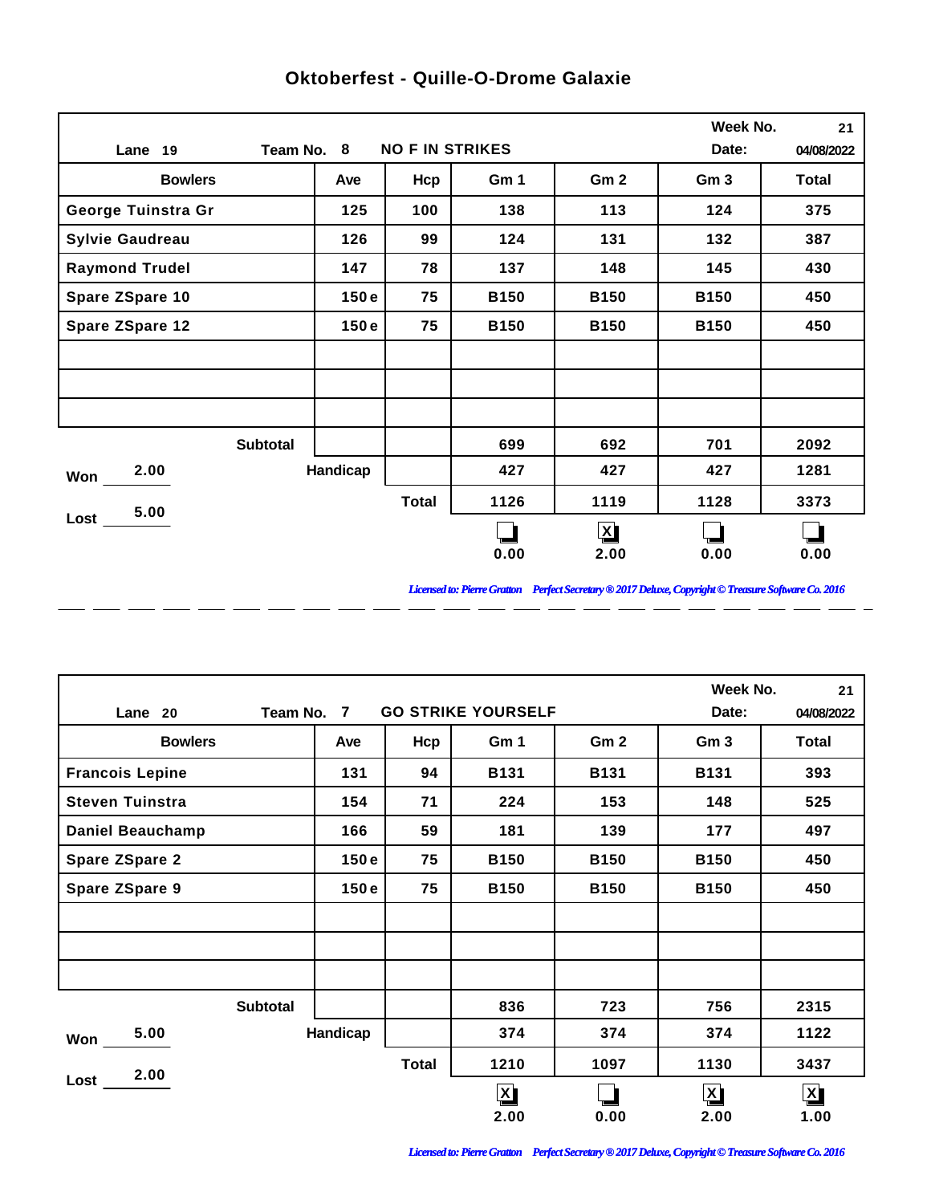# Oktoberfest - Quille-O-Drome Galaxie

Lane 19 | Team No. 8 | NO F IN STRIKES | Week No. 21 | Date: 04/08/2022

| Bowlers | Ave | Hcp | Gm 1 | Gm 2 | Gm 3 | Total |
|---|---|---|---|---|---|---|
| George Tuinstra Gr | 125 | 100 | 138 | 113 | 124 | 375 |
| Sylvie Gaudreau | 126 | 99 | 124 | 131 | 132 | 387 |
| Raymond Trudel | 147 | 78 | 137 | 148 | 145 | 430 |
| Spare ZSpare 10 | 150 e | 75 | B150 | B150 | B150 | 450 |
| Spare ZSpare 12 | 150 e | 75 | B150 | B150 | B150 | 450 |
| | | | | | | |
| | | | | | | |
| | | | | | | |
| Subtotal | | | 699 | 692 | 701 | 2092 |
| Handicap | | | 427 | 427 | 427 | 1281 |
| Total | | | 1126 | 1119 | 1128 | 3373 |
| | | | ☐ 0.00 | ☒ 2.00 | ☐ 0.00 | ☐ 0.00 |

Won 2.00

Lost 5.00

*Licensed to: Pierre Gratton Perfect Secretary ® 2017 Deluxe, Copyright © Treasure Software Co. 2016*

---

Lane 20 | Team No. 7 | GO STRIKE YOURSELF | Week No. 21 | Date: 04/08/2022

| Bowlers | Ave | Hcp | Gm 1 | Gm 2 | Gm 3 | Total |
|---|---|---|---|---|---|---|
| Francois Lepine | 131 | 94 | B131 | B131 | B131 | 393 |
| Steven Tuinstra | 154 | 71 | 224 | 153 | 148 | 525 |
| Daniel Beauchamp | 166 | 59 | 181 | 139 | 177 | 497 |
| Spare ZSpare 2 | 150 e | 75 | B150 | B150 | B150 | 450 |
| Spare ZSpare 9 | 150 e | 75 | B150 | B150 | B150 | 450 |
| | | | | | | |
| | | | | | | |
| | | | | | | |
| Subtotal | | | 836 | 723 | 756 | 2315 |
| Handicap | | | 374 | 374 | 374 | 1122 |
| Total | | | 1210 | 1097 | 1130 | 3437 |
| | | | ☒ 2.00 | ☐ 0.00 | ☒ 2.00 | ☒ 1.00 |

Won 5.00

Lost 2.00

*Licensed to: Pierre Gratton Perfect Secretary ® 2017 Deluxe, Copyright © Treasure Software Co. 2016*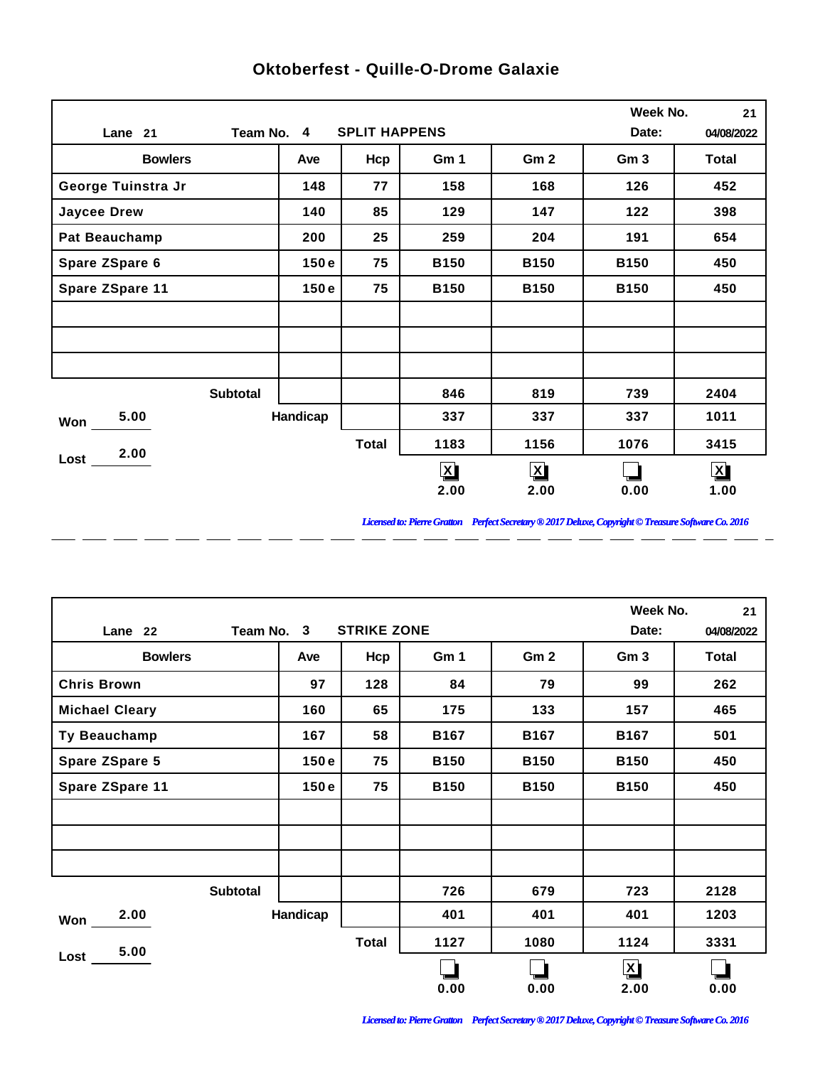# Oktoberfest - Quille-O-Drome Galaxie

| Lane 21 | Team No. 4 | SPLIT HAPPENS | | | Week No. 21 | Date: 04/08/2022 |
|---|---|---|---|---|---|---|
| **Bowlers** | **Ave** | **Hcp** | **Gm 1** | **Gm 2** | **Gm 3** | **Total** |
| George Tuinstra Jr | 148 | 77 | 158 | 168 | 126 | 452 |
| Jaycee Drew | 140 | 85 | 129 | 147 | 122 | 398 |
| Pat Beauchamp | 200 | 25 | 259 | 204 | 191 | 654 |
| Spare ZSpare 6 | 150 e | 75 | B150 | B150 | B150 | 450 |
| Spare ZSpare 11 | 150 e | 75 | B150 | B150 | B150 | 450 |
| | | | | | | |
| | | | | | | |
| | | | | | | |
| Subtotal | | | 846 | 819 | 739 | 2404 |
| Won 5.00 | Handicap | | 337 | 337 | 337 | 1011 |
| Lost 2.00 | | Total | 1183 | 1156 | 1076 | 3415 |
| | | | X 2.00 | X 2.00 | 0.00 | X 1.00 |

*Licensed to: Pierre Gratton Perfect Secretary ® 2017 Deluxe, Copyright © Treasure Software Co. 2016*

| Lane 22 | Team No. 3 | STRIKE ZONE | | | Week No. 21 | Date: 04/08/2022 |
|---|---|---|---|---|---|---|
| **Bowlers** | **Ave** | **Hcp** | **Gm 1** | **Gm 2** | **Gm 3** | **Total** |
| Chris Brown | 97 | 128 | 84 | 79 | 99 | 262 |
| Michael Cleary | 160 | 65 | 175 | 133 | 157 | 465 |
| Ty Beauchamp | 167 | 58 | B167 | B167 | B167 | 501 |
| Spare ZSpare 5 | 150 e | 75 | B150 | B150 | B150 | 450 |
| Spare ZSpare 11 | 150 e | 75 | B150 | B150 | B150 | 450 |
| | | | | | | |
| | | | | | | |
| | | | | | | |
| Subtotal | | | 726 | 679 | 723 | 2128 |
| Won 2.00 | Handicap | | 401 | 401 | 401 | 1203 |
| Lost 5.00 | | Total | 1127 | 1080 | 1124 | 3331 |
| | | | 0.00 | 0.00 | X 2.00 | 0.00 |

*Licensed to: Pierre Gratton Perfect Secretary ® 2017 Deluxe, Copyright © Treasure Software Co. 2016*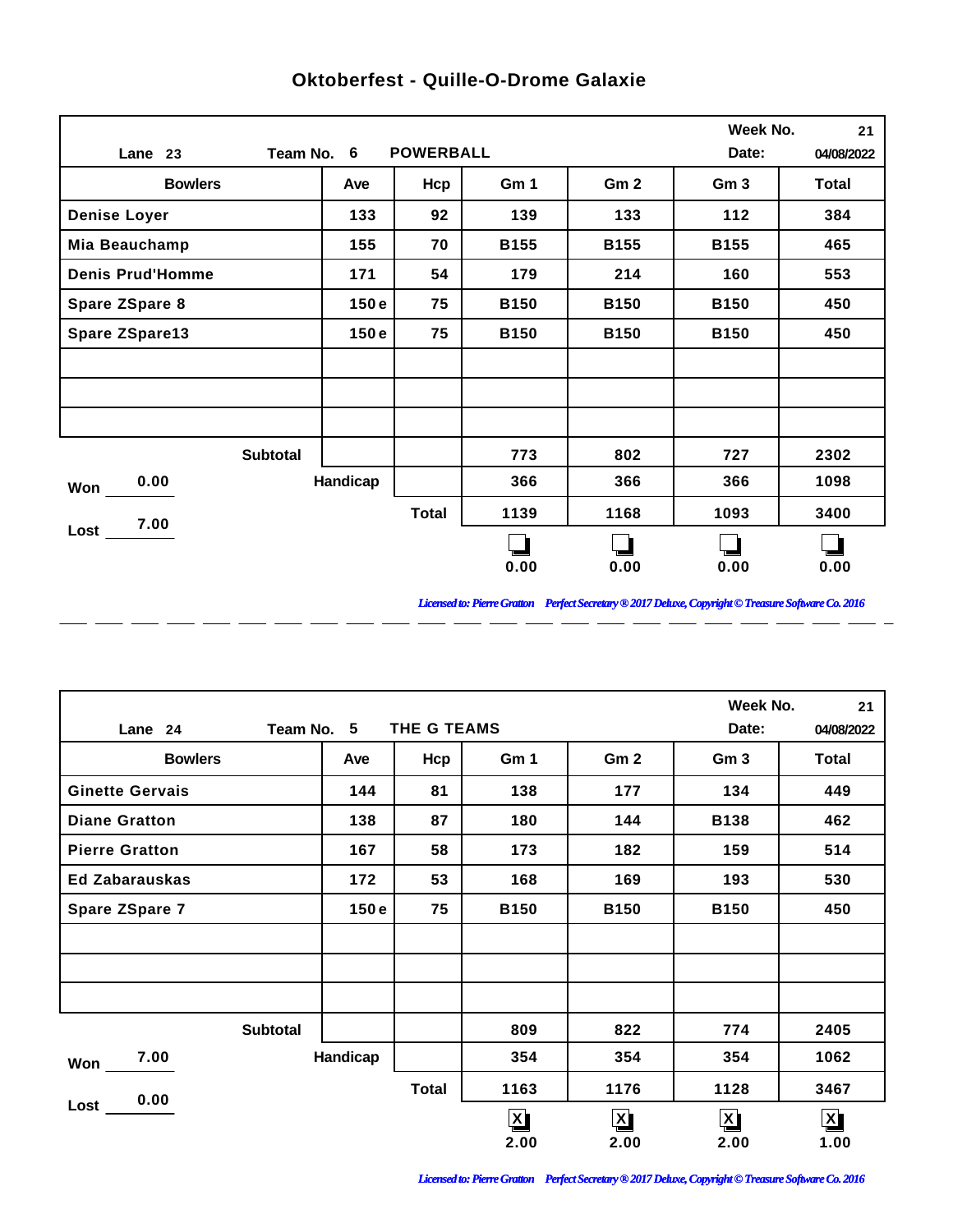# Oktoberfest - Quille-O-Drome Galaxie

Lane 23 | Team No. 6 | POWERBALL | Week No. 21 | Date: 04/08/2022

| Bowlers | Ave | Hcp | Gm 1 | Gm 2 | Gm 3 | Total |
|---|---|---|---|---|---|---|
| Denise Loyer | 133 | 92 | 139 | 133 | 112 | 384 |
| Mia Beauchamp | 155 | 70 | B155 | B155 | B155 | 465 |
| Denis Prud'Homme | 171 | 54 | 179 | 214 | 160 | 553 |
| Spare ZSpare 8 | 150 e | 75 | B150 | B150 | B150 | 450 |
| Spare ZSpare13 | 150 e | 75 | B150 | B150 | B150 | 450 |
| | | | | | | |
| | | | | | | |
| | | | | | | |
| Subtotal | | | 773 | 802 | 727 | 2302 |
| Handicap | | | 366 | 366 | 366 | 1098 |
| Total | | | 1139 | 1168 | 1093 | 3400 |
| | | | 0.00 | 0.00 | 0.00 | 0.00 |

Won 0.00

Lost 7.00

*Licensed to: Pierre Gratton  Perfect Secretary ® 2017 Deluxe, Copyright © Treasure Software Co. 2016*

---

Lane 24 | Team No. 5 | THE G TEAMS | Week No. 21 | Date: 04/08/2022

| Bowlers | Ave | Hcp | Gm 1 | Gm 2 | Gm 3 | Total |
|---|---|---|---|---|---|---|
| Ginette Gervais | 144 | 81 | 138 | 177 | 134 | 449 |
| Diane Gratton | 138 | 87 | 180 | 144 | B138 | 462 |
| Pierre Gratton | 167 | 58 | 173 | 182 | 159 | 514 |
| Ed Zabarauskas | 172 | 53 | 168 | 169 | 193 | 530 |
| Spare ZSpare 7 | 150 e | 75 | B150 | B150 | B150 | 450 |
| | | | | | | |
| | | | | | | |
| | | | | | | |
| Subtotal | | | 809 | 822 | 774 | 2405 |
| Handicap | | | 354 | 354 | 354 | 1062 |
| Total | | | 1163 | 1176 | 1128 | 3467 |
| | | | X 2.00 | X 2.00 | X 2.00 | X 1.00 |

Won 7.00

Lost 0.00

*Licensed to: Pierre Gratton  Perfect Secretary ® 2017 Deluxe, Copyright © Treasure Software Co. 2016*